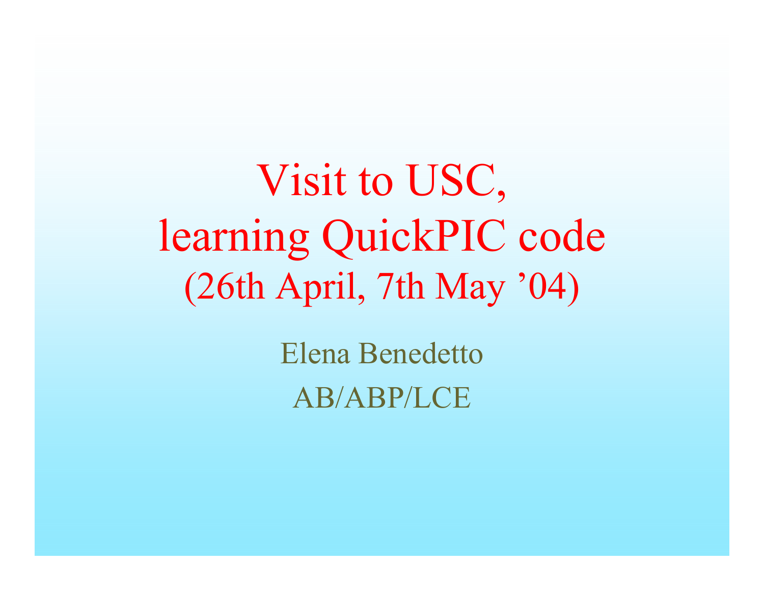# Visit to USC, learning QuickPIC code (26th April, 7th May ’04)

Elena Benedetto

AB/ABP/LCE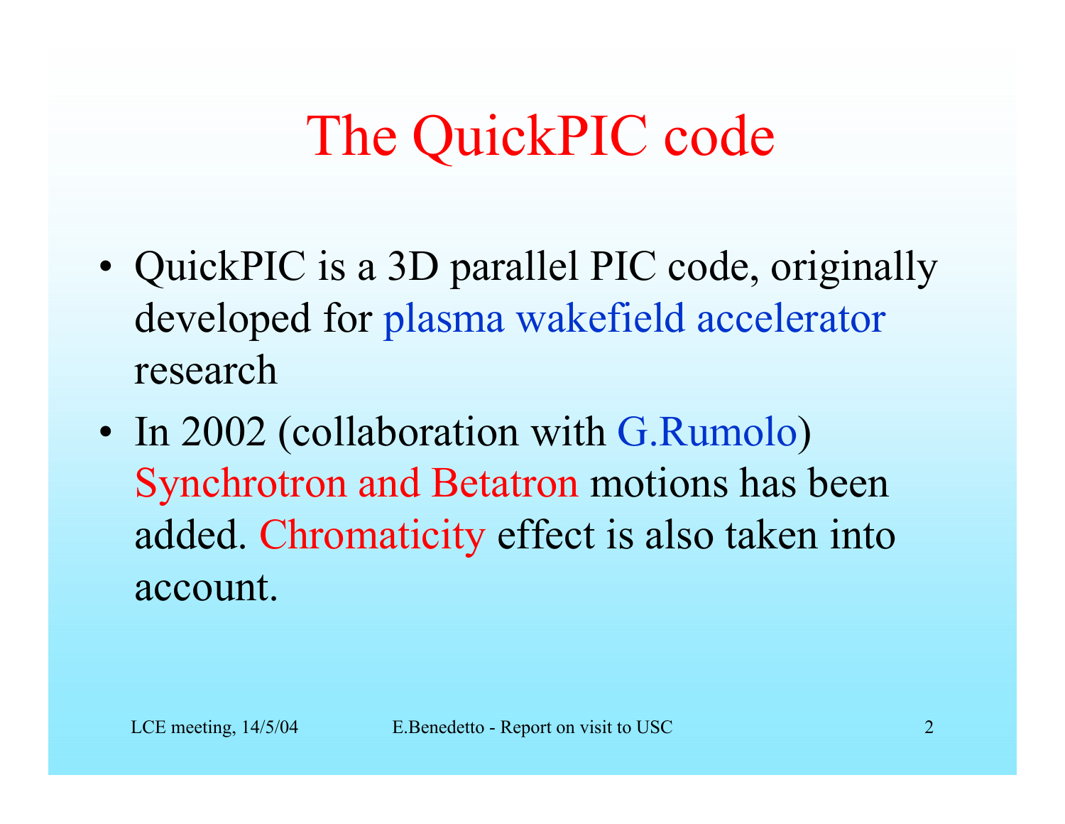# The QuickPIC code

- QuickPIC is a 3D parallel PIC code, originally developed for plasma wakefield accelerator research
- In 2002 (collaboration with G.Rumolo) Synchrotron and Betatron motions has been added. Chromaticity effect is also taken into account.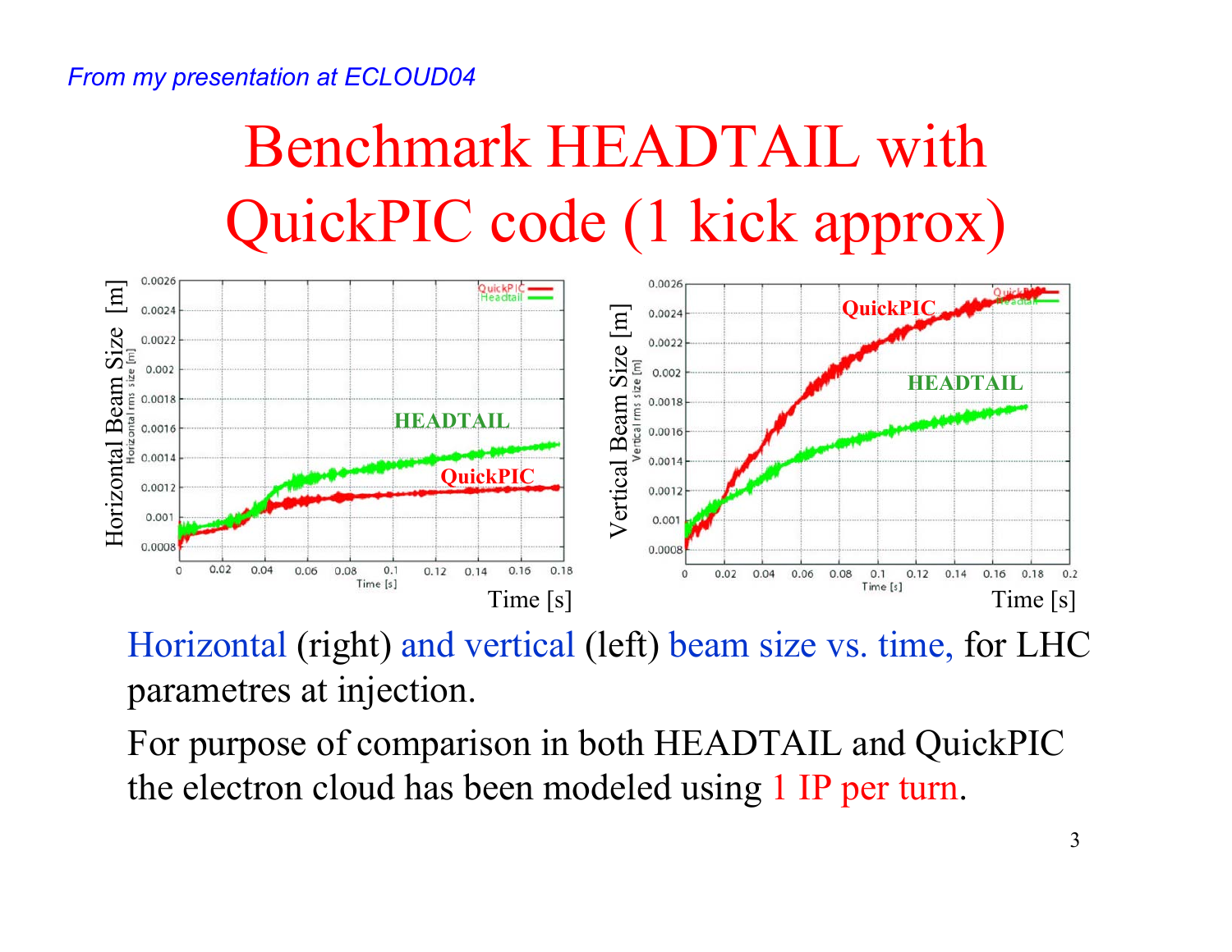*From my presentation at ECLOUD04*

# Benchmark HEADTAIL with QuickPIC code (1 kick approx)

Horizontal (right) and vertical (left) beam size vs. time, for LHC parametres at injection.

For purpose of comparison in both HEADTAIL and QuickPIC the electron cloud has been modeled using 1 IP per turn.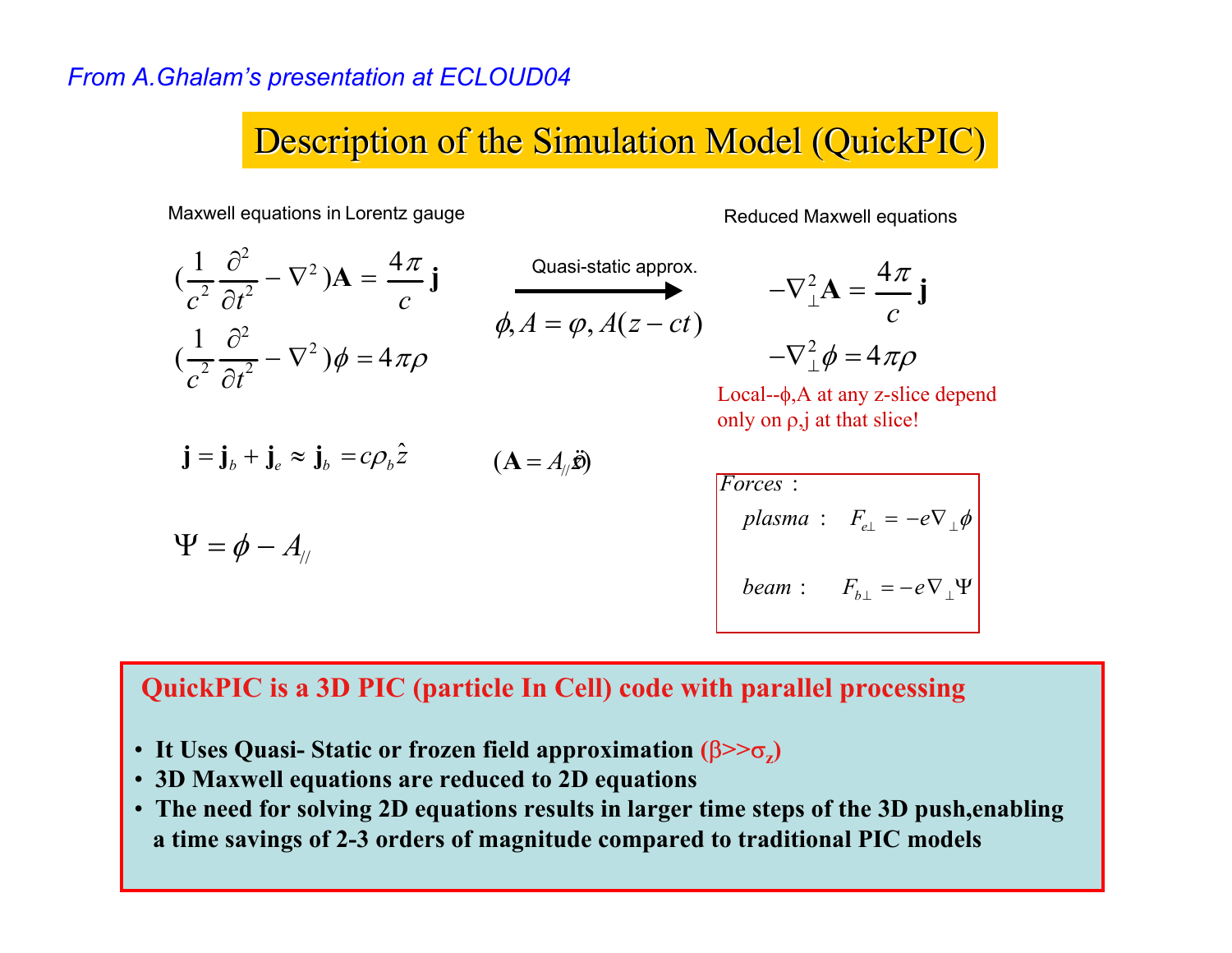*From A.Ghalam's presentation at ECLOUD04*

# Description of the Simulation Model (QuickPIC)

Maxwell equations in Lorentz gauge

$$\left(\frac{1}{c^2}\frac{\partial^2}{\partial t^2} - \nabla^2\right)\mathbf{A} = \frac{4\pi}{c}\mathbf{j}$$

$$\left(\frac{1}{c^2}\frac{\partial^2}{\partial t^2} - \nabla^2\right)\phi = 4\pi\rho$$

$$\mathbf{j} = \mathbf{j}_b + \mathbf{j}_e \approx \mathbf{j}_b = c\rho_b\hat{z}$$

$$\Psi = \phi - A_{//}$$

Quasi-static approx.

$$\phi, A = \varphi, A(z - ct)$$

$$(\mathbf{A} = A_{//}\hat{z})$$

Reduced Maxwell equations

$$-\nabla_\perp^2\mathbf{A} = \frac{4\pi}{c}\mathbf{j}$$

$$-\nabla_\perp^2\phi = 4\pi\rho$$

Local--$\phi$,A at any z-slice depend only on $\rho$,j at that slice!

*Forces* :

*plasma* : $F_{e\perp} = -e\nabla_\perp\phi$

*beam* : $F_{b\perp} = -e\nabla_\perp\Psi$

**QuickPIC is a 3D PIC (particle In Cell) code with parallel processing**

- **It Uses Quasi- Static or frozen field approximation** ($\beta \gg \sigma_z$)
- **3D Maxwell equations are reduced to 2D equations**
- **The need for solving 2D equations results in larger time steps of the 3D push,enabling a time savings of 2-3 orders of magnitude compared to traditional PIC models**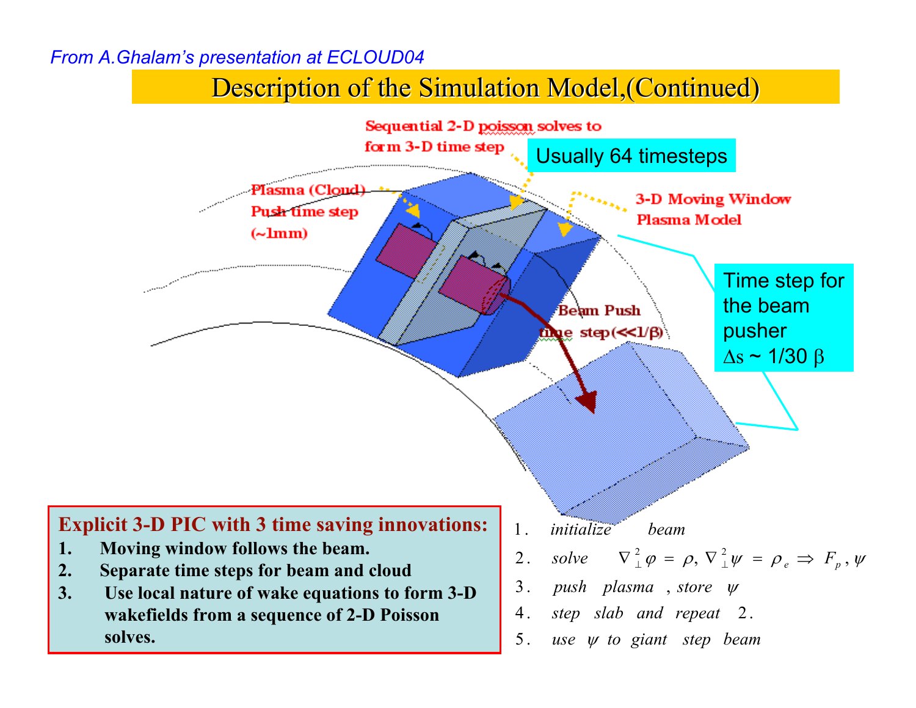*From A.Ghalam's presentation at ECLOUD04*

# Description of the Simulation Model,(Continued)

Sequential 2-D poisson solves to form 3-D time step

Usually 64 timesteps

Plasma (Cloud) Push time step (~1mm)

3-D Moving Window Plasma Model

Beam Push time step(<<1/β)

Time step for the beam pusher $\Delta s \sim 1/30\ \beta$

**Explicit 3-D PIC with 3 time saving innovations:**

1. **Moving window follows the beam.**
2. **Separate time steps for beam and cloud**
3. **Use local nature of wake equations to form 3-D wakefields from a sequence of 2-D Poisson solves.**

1. *initialize beam*
2. *solve* $\nabla_\perp^2 \varphi = \rho,\ \nabla_\perp^2 \psi = \rho_e \Rightarrow F_p, \psi$
3. *push plasma, store* $\psi$
4. *step slab and repeat* 2.
5. *use* $\psi$ *to giant step beam*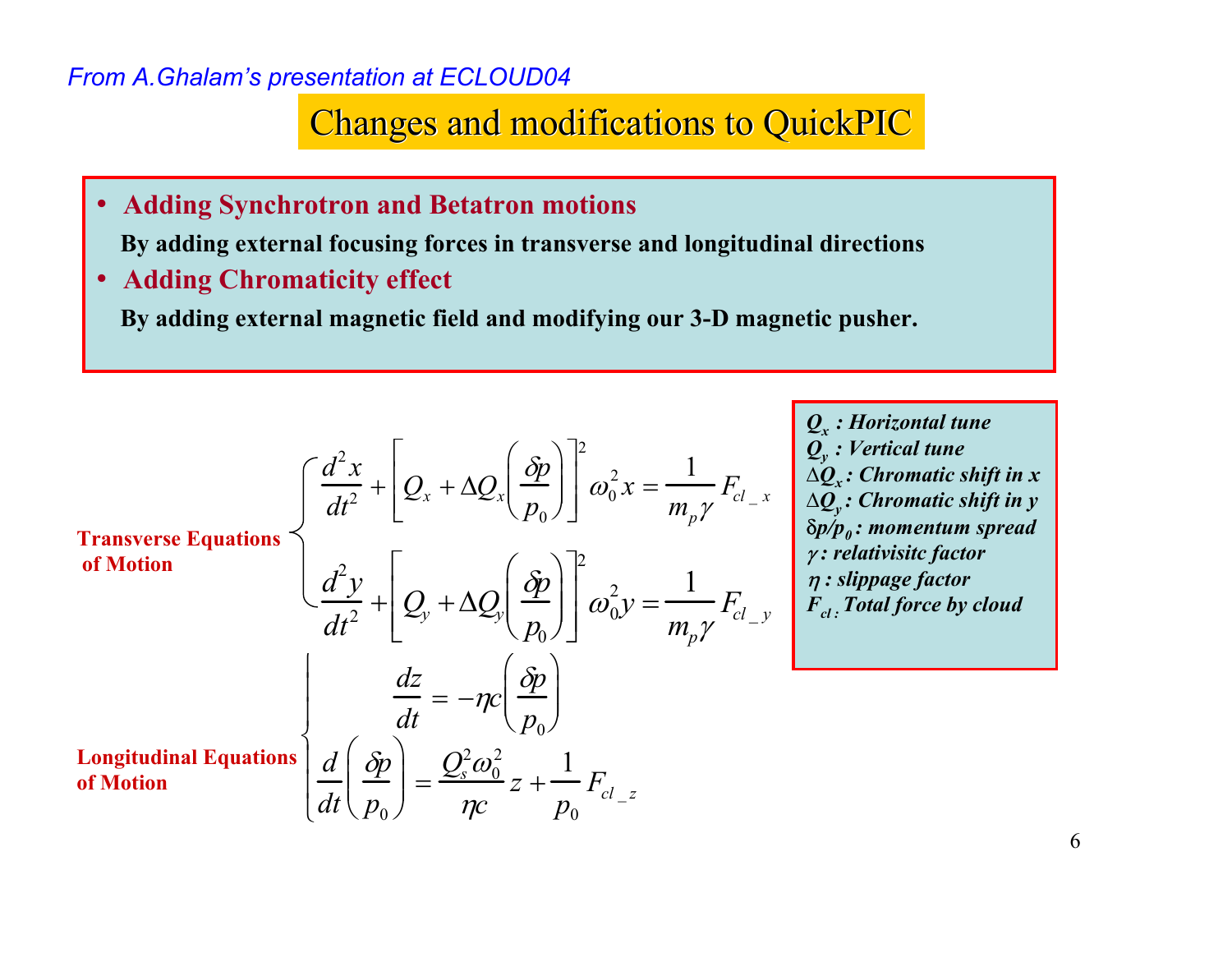*From A.Ghalam's presentation at ECLOUD04*

# Changes and modifications to QuickPIC

- **Adding Synchrotron and Betatron motions**

  **By adding external focusing forces in transverse and longitudinal directions**
- **Adding Chromaticity effect**

  **By adding external magnetic field and modifying our 3-D magnetic pusher.**

**Transverse Equations of Motion**

$$
\begin{cases}
\dfrac{d^2x}{dt^2} + \left[ Q_x + \Delta Q_x \left( \dfrac{\delta p}{p_0} \right) \right]^2 \omega_0^2 x = \dfrac{1}{m_p \gamma} F_{cl\_x} \\[2ex]
\dfrac{d^2y}{dt^2} + \left[ Q_y + \Delta Q_y \left( \dfrac{\delta p}{p_0} \right) \right]^2 \omega_0^2 y = \dfrac{1}{m_p \gamma} F_{cl\_y}
\end{cases}
$$

**Longitudinal Equations of Motion**

$$
\begin{cases}
\dfrac{dz}{dt} = -\eta c \left( \dfrac{\delta p}{p_0} \right) \\[2ex]
\dfrac{d}{dt}\left( \dfrac{\delta p}{p_0} \right) = \dfrac{Q_s^2 \omega_0^2}{\eta c} z + \dfrac{1}{p_0} F_{cl\_z}
\end{cases}
$$

***$Q_x$ : Horizontal tune***
***$Q_y$ : Vertical tune***
***$\Delta Q_x$ : Chromatic shift in x***
***$\Delta Q_y$ : Chromatic shift in y***
***$\delta p/p_0$ : momentum spread***
***$\gamma$ : relativisitc factor***
***$\eta$ : slippage factor***
***$F_{cl}$ : Total force by cloud***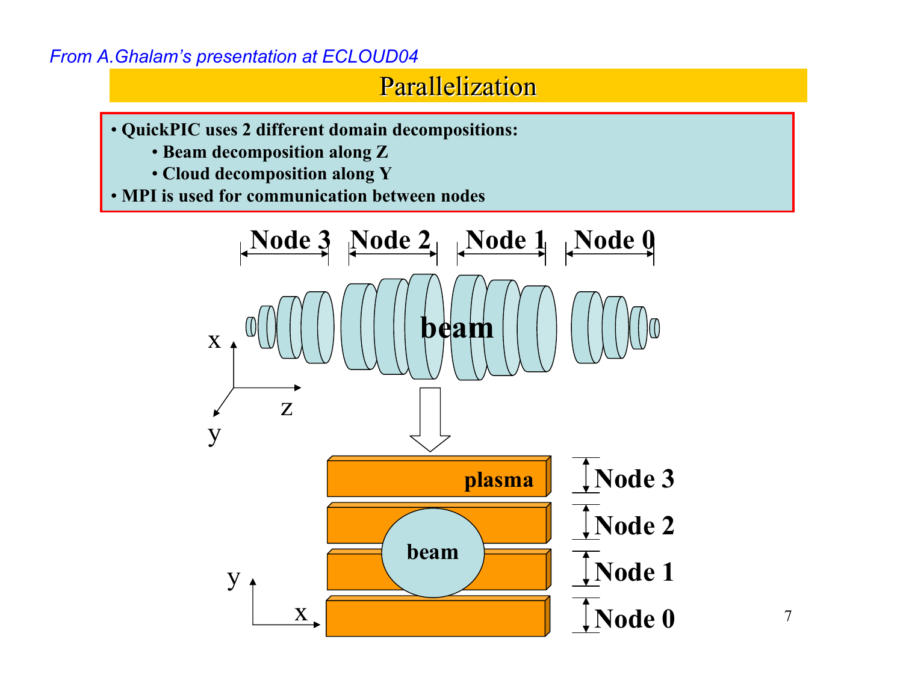*From A.Ghalam's presentation at ECLOUD04*

# Parallelization

- **QuickPIC uses 2 different domain decompositions:**
  - **Beam decomposition along Z**
  - **Cloud decomposition along Y**
- **MPI is used for communication between nodes**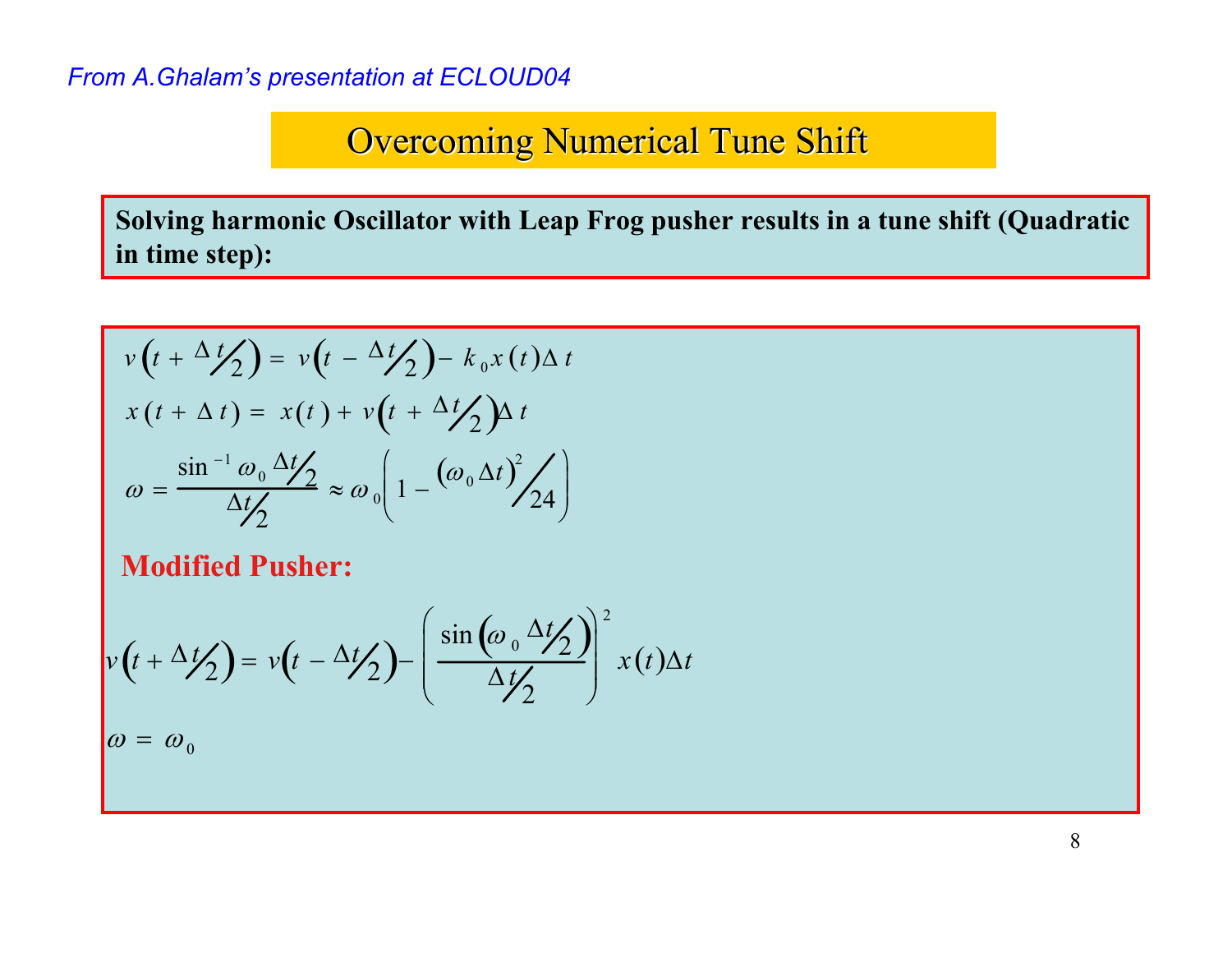*From A.Ghalam's presentation at ECLOUD04*

# Overcoming Numerical Tune Shift

**Solving harmonic Oscillator with Leap Frog pusher results in a tune shift (Quadratic in time step):**

$$v\left(t + \Delta t/2\right) = v\left(t - \Delta t/2\right) - k_0 x(t)\Delta t$$

$$x(t + \Delta t) = x(t) + v\left(t + \Delta t/2\right)\Delta t$$

$$\omega = \frac{\sin^{-1} \omega_0 \Delta t/2}{\Delta t/2} \approx \omega_0\left(1 - (\omega_0 \Delta t)^2/24\right)$$

**Modified Pusher:**

$$v\left(t + \Delta t/2\right) = v\left(t - \Delta t/2\right) - \left(\frac{\sin\left(\omega_0 \Delta t/2\right)}{\Delta t/2}\right)^2 x(t)\Delta t$$

$$\omega = \omega_0$$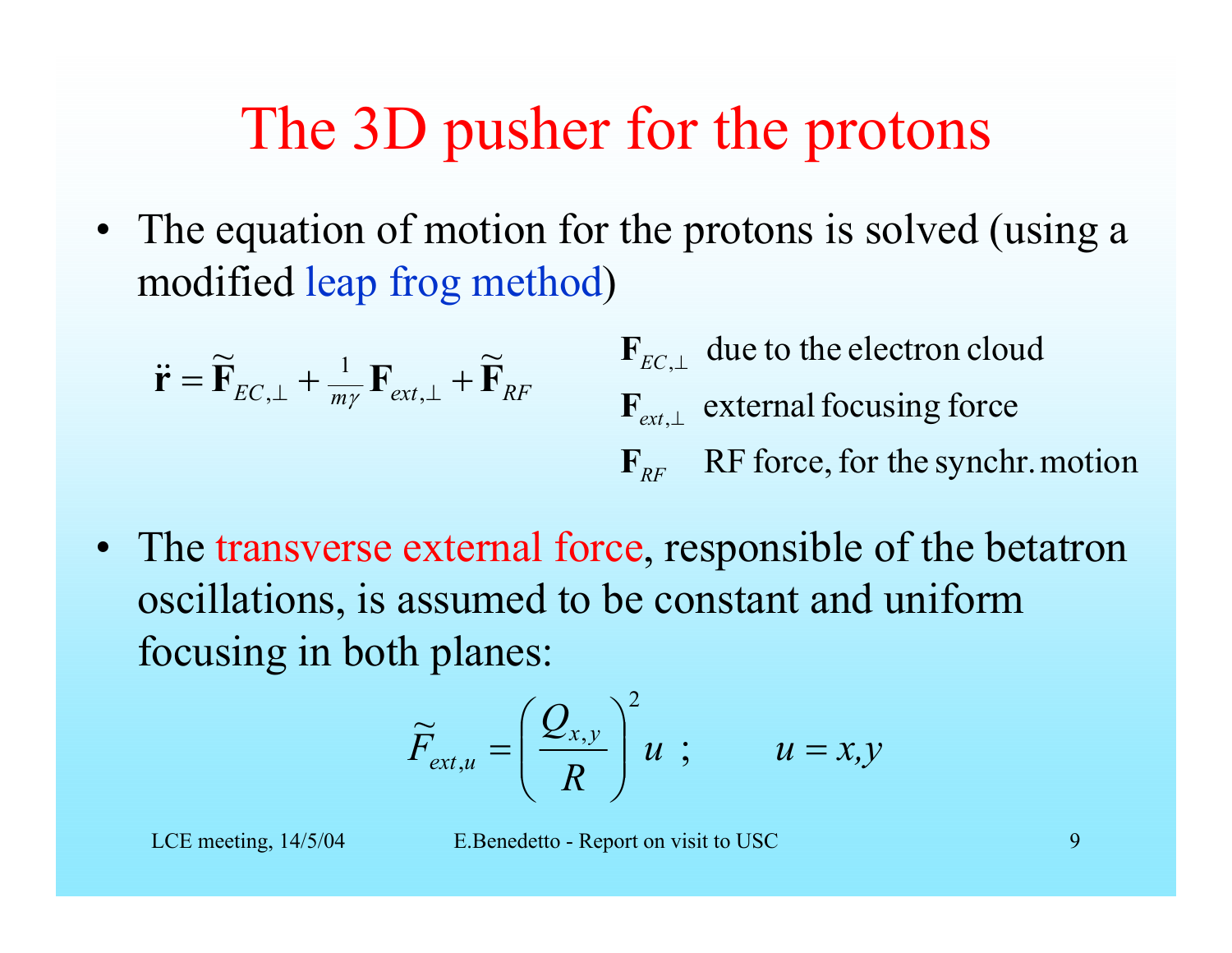# The 3D pusher for the protons

- The equation of motion for the protons is solved (using a modified leap frog method)

$$\ddot{\mathbf{r}} = \widetilde{\mathbf{F}}_{EC,\perp} + \tfrac{1}{m\gamma}\mathbf{F}_{ext,\perp} + \widetilde{\mathbf{F}}_{RF}$$

$\mathbf{F}_{EC,\perp}$ due to the electron cloud

$\mathbf{F}_{ext,\perp}$ external focusing force

$\mathbf{F}_{RF}$ RF force, for the synchr. motion

- The transverse external force, responsible of the betatron oscillations, is assumed to be constant and uniform focusing in both planes:

$$\widetilde{F}_{ext,u} = \left(\frac{Q_{x,y}}{R}\right)^2 u \ ; \qquad u = x,y$$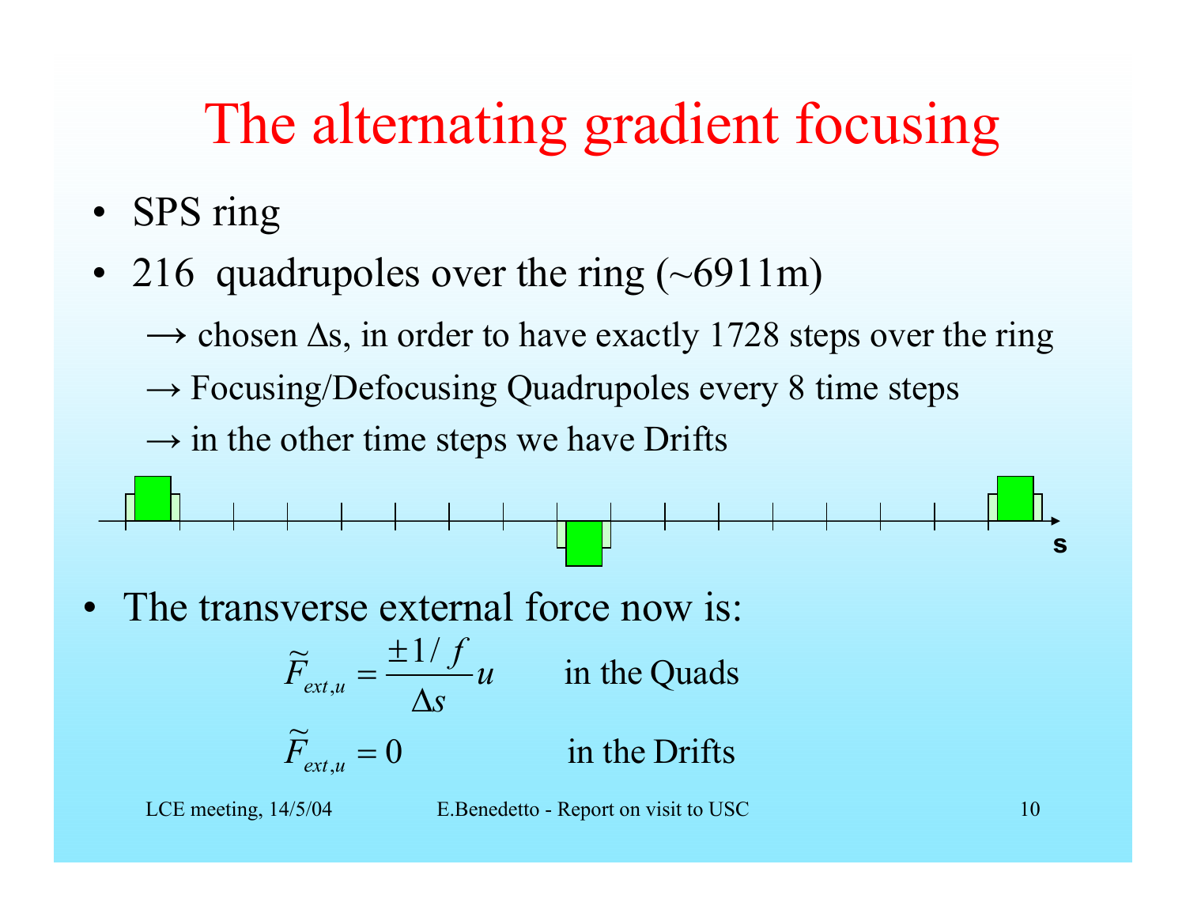# The alternating gradient focusing

- SPS ring
- 216 quadrupoles over the ring (~6911m)
  - → chosen $\Delta s$, in order to have exactly 1728 steps over the ring
  - → Focusing/Defocusing Quadrupoles every 8 time steps
  - → in the other time steps we have Drifts

s

- The transverse external force now is:

$$\widetilde{F}_{ext,u} = \frac{\pm 1/f}{\Delta s} u \qquad \text{in the Quads}$$

$$\widetilde{F}_{ext,u} = 0 \qquad \text{in the Drifts}$$

LCE meeting, 14/5/04 E.Benedetto - Report on visit to USC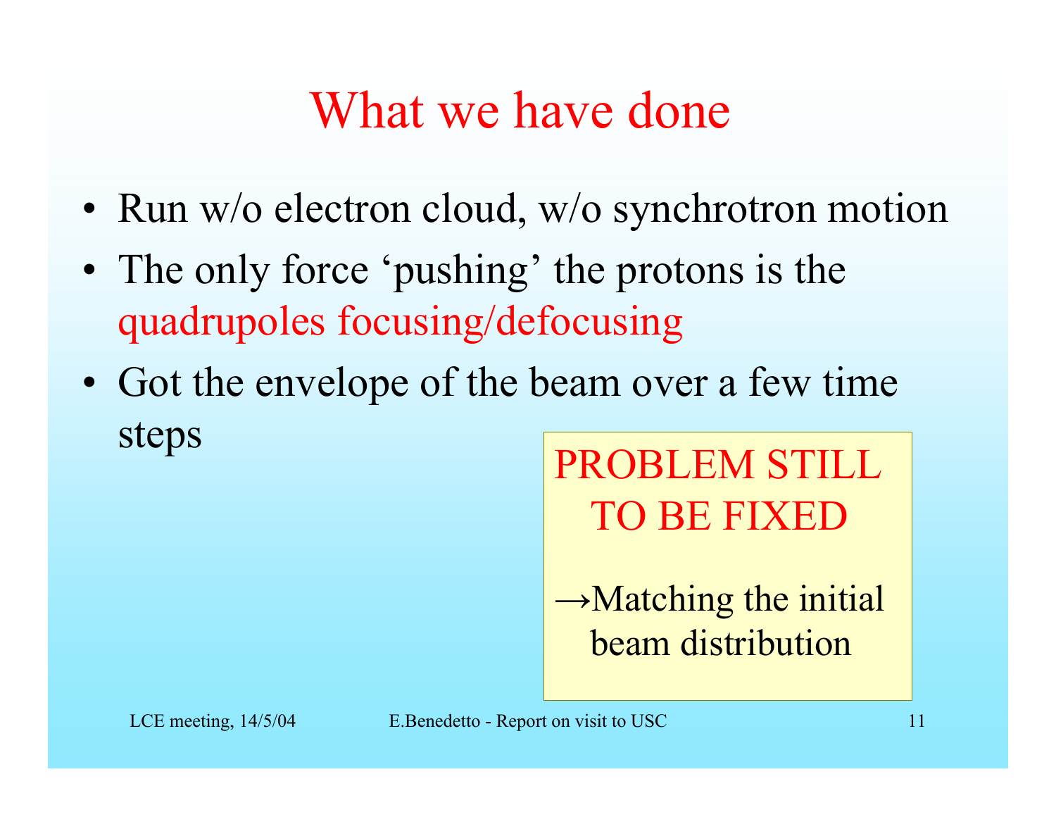# What we have done

- Run w/o electron cloud, w/o synchrotron motion
- The only force 'pushing' the protons is the quadrupoles focusing/defocusing
- Got the envelope of the beam over a few time steps

PROBLEM STILL TO BE FIXED

→Matching the initial beam distribution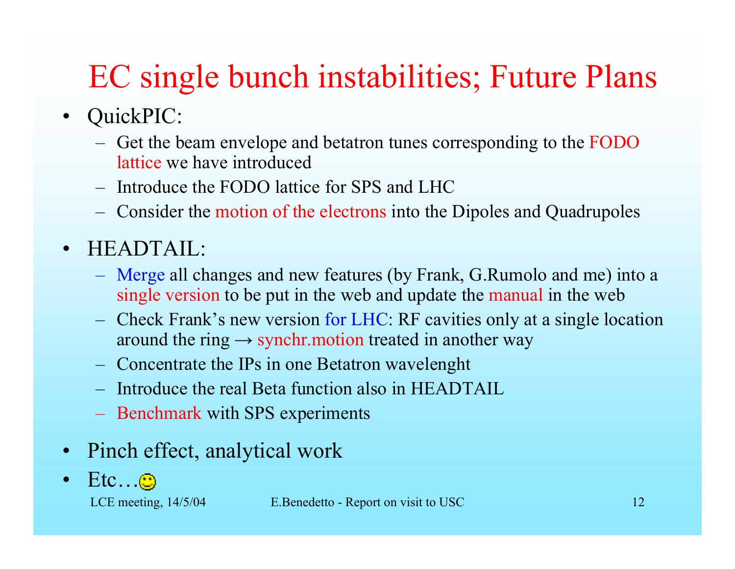# EC single bunch instabilities; Future Plans

- QuickPIC:
  - Get the beam envelope and betatron tunes corresponding to the FODO lattice we have introduced
  - Introduce the FODO lattice for SPS and LHC
  - Consider the motion of the electrons into the Dipoles and Quadrupoles
- HEADTAIL:
  - Merge all changes and new features (by Frank, G.Rumolo and me) into a single version to be put in the web and update the manual in the web
  - Check Frank's new version for LHC: RF cavities only at a single location around the ring → synchr.motion treated in another way
  - Concentrate the IPs in one Betatron wavelenght
  - Introduce the real Beta function also in HEADTAIL
  - Benchmark with SPS experiments
- Pinch effect, analytical work
- Etc…